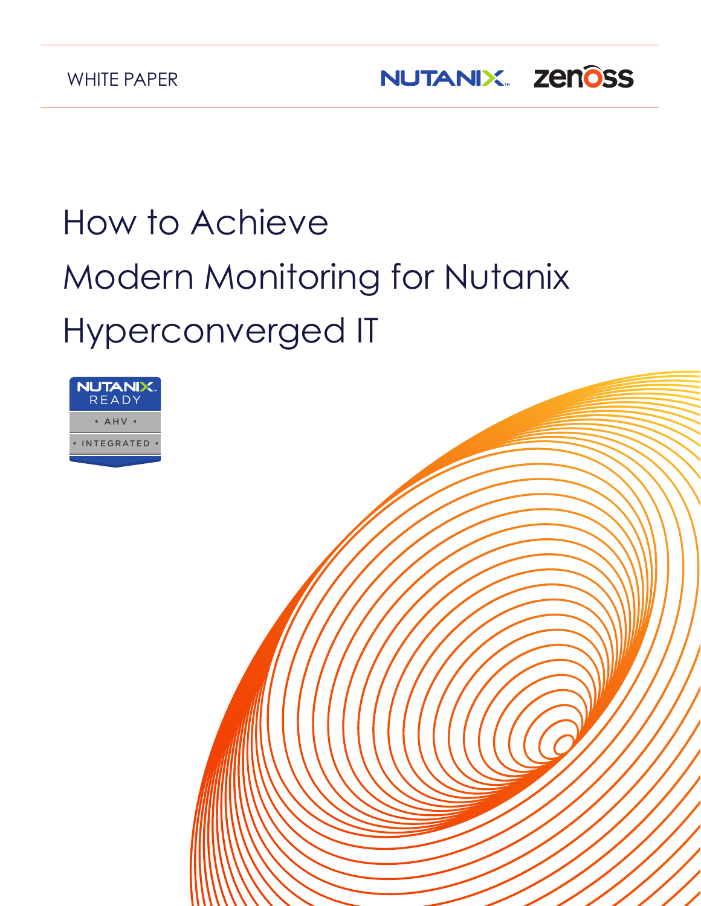WHITE PAPER

NUTANIX zenoss

# How to Achieve Modern Monitoring for Nutanix Hyperconverged IT

NUTANIX READY
• AHV •
• INTEGRATED •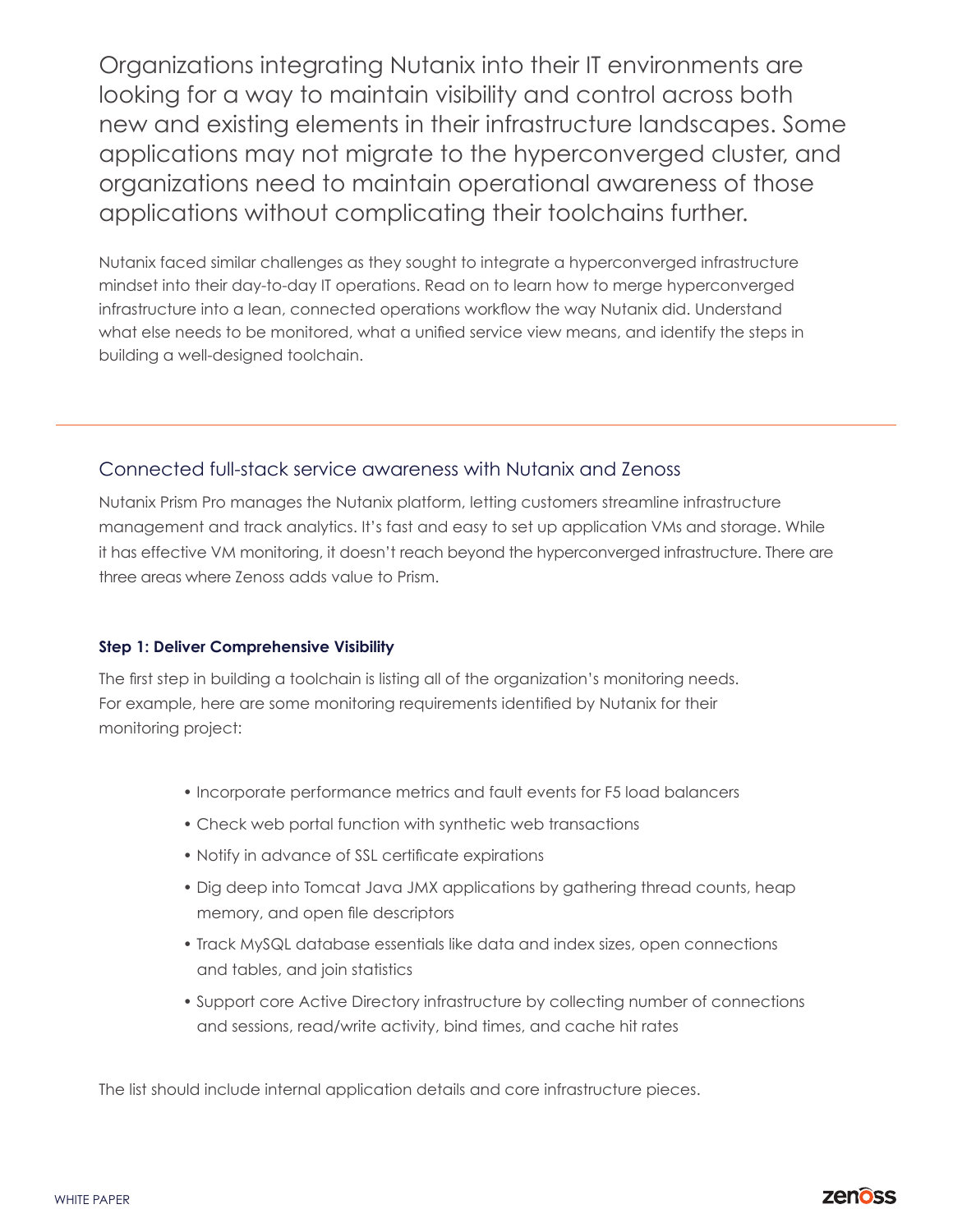Organizations integrating Nutanix into their IT environments are looking for a way to maintain visibility and control across both new and existing elements in their infrastructure landscapes. Some applications may not migrate to the hyperconverged cluster, and organizations need to maintain operational awareness of those applications without complicating their toolchains further.

Nutanix faced similar challenges as they sought to integrate a hyperconverged infrastructure mindset into their day-to-day IT operations. Read on to learn how to merge hyperconverged infrastructure into a lean, connected operations workflow the way Nutanix did. Understand what else needs to be monitored, what a unified service view means, and identify the steps in building a well-designed toolchain.

---

## Connected full-stack service awareness with Nutanix and Zenoss

Nutanix Prism Pro manages the Nutanix platform, letting customers streamline infrastructure management and track analytics. It's fast and easy to set up application VMs and storage. While it has effective VM monitoring, it doesn't reach beyond the hyperconverged infrastructure. There are three areas where Zenoss adds value to Prism.

### Step 1: Deliver Comprehensive Visibility

The first step in building a toolchain is listing all of the organization's monitoring needs. For example, here are some monitoring requirements identified by Nutanix for their monitoring project:

- Incorporate performance metrics and fault events for F5 load balancers
- Check web portal function with synthetic web transactions
- Notify in advance of SSL certificate expirations
- Dig deep into Tomcat Java JMX applications by gathering thread counts, heap memory, and open file descriptors
- Track MySQL database essentials like data and index sizes, open connections and tables, and join statistics
- Support core Active Directory infrastructure by collecting number of connections and sessions, read/write activity, bind times, and cache hit rates

The list should include internal application details and core infrastructure pieces.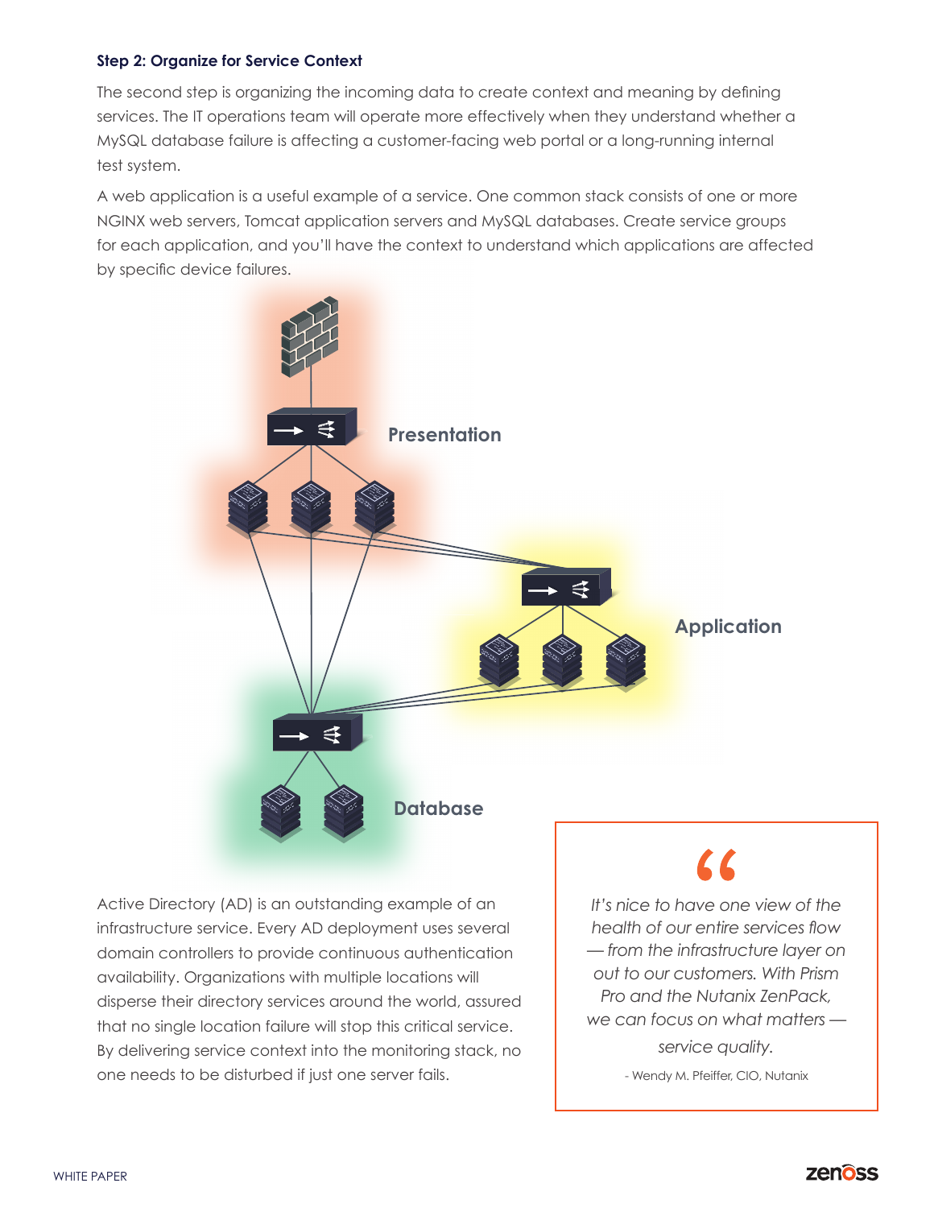### Step 2: Organize for Service Context

The second step is organizing the incoming data to create context and meaning by defining services. The IT operations team will operate more effectively when they understand whether a MySQL database failure is affecting a customer-facing web portal or a long-running internal test system.

A web application is a useful example of a service. One common stack consists of one or more NGINX web servers, Tomcat application servers and MySQL databases. Create service groups for each application, and you'll have the context to understand which applications are affected by specific device failures.

Presentation

Application

Database

Active Directory (AD) is an outstanding example of an infrastructure service. Every AD deployment uses several domain controllers to provide continuous authentication availability. Organizations with multiple locations will disperse their directory services around the world, assured that no single location failure will stop this critical service. By delivering service context into the monitoring stack, no one needs to be disturbed if just one server fails.

> *It's nice to have one view of the health of our entire services flow — from the infrastructure layer on out to our customers. With Prism Pro and the Nutanix ZenPack, we can focus on what matters — service quality.*
>
> \- Wendy M. Pfeiffer, CIO, Nutanix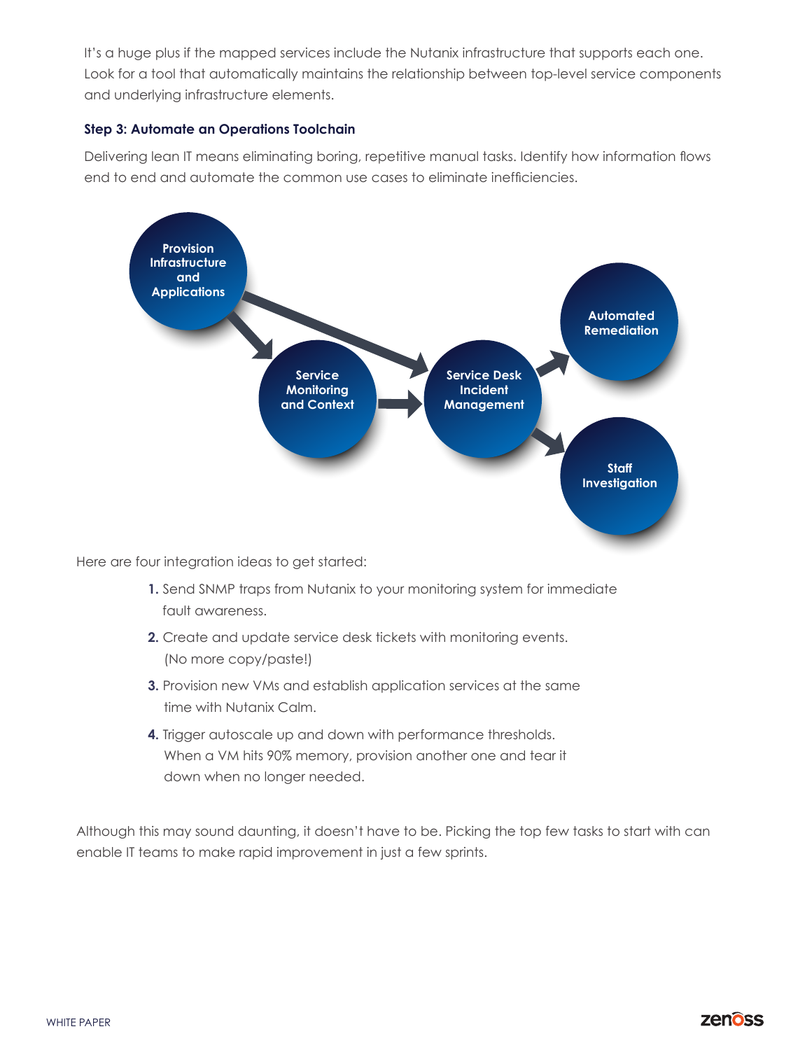It's a huge plus if the mapped services include the Nutanix infrastructure that supports each one. Look for a tool that automatically maintains the relationship between top-level service components and underlying infrastructure elements.

### Step 3: Automate an Operations Toolchain

Delivering lean IT means eliminating boring, repetitive manual tasks. Identify how information flows end to end and automate the common use cases to eliminate inefficiencies.

Provision Infrastructure and Applications

Service Monitoring and Context

Service Desk Incident Management

Automated Remediation

Staff Investigation

Here are four integration ideas to get started:

1. Send SNMP traps from Nutanix to your monitoring system for immediate fault awareness.
2. Create and update service desk tickets with monitoring events. (No more copy/paste!)
3. Provision new VMs and establish application services at the same time with Nutanix Calm.
4. Trigger autoscale up and down with performance thresholds. When a VM hits 90% memory, provision another one and tear it down when no longer needed.

Although this may sound daunting, it doesn't have to be. Picking the top few tasks to start with can enable IT teams to make rapid improvement in just a few sprints.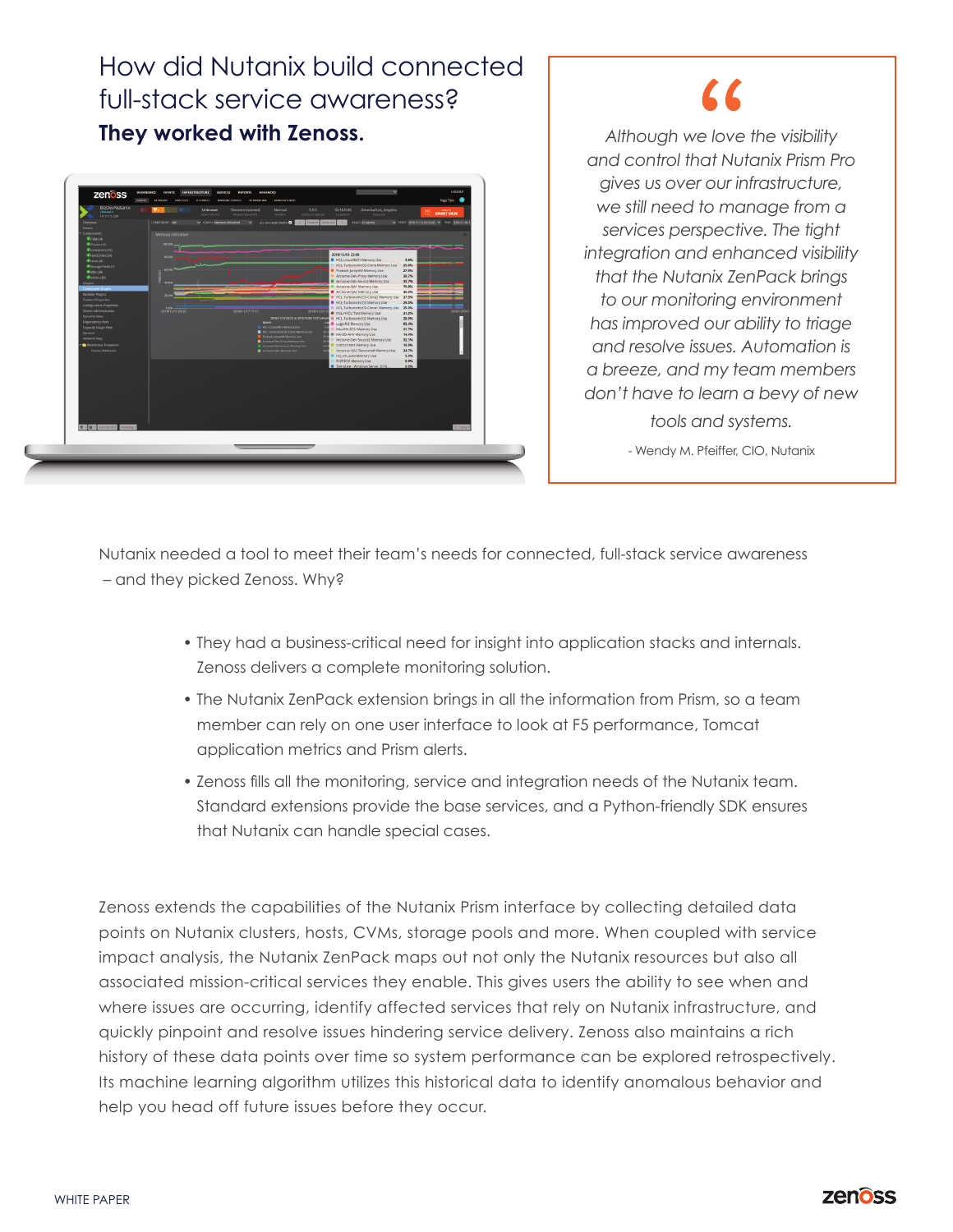# How did Nutanix build connected full-stack service awareness?

## They worked with Zenoss.

> *Although we love the visibility and control that Nutanix Prism Pro gives us over our infrastructure, we still need to manage from a services perspective. The tight integration and enhanced visibility that the Nutanix ZenPack brings to our monitoring environment has improved our ability to triage and resolve issues. Automation is a breeze, and my team members don't have to learn a bevy of new tools and systems.*
>
> \- Wendy M. Pfeiffer, CIO, Nutanix

Nutanix needed a tool to meet their team's needs for connected, full-stack service awareness – and they picked Zenoss. Why?

- They had a business-critical need for insight into application stacks and internals. Zenoss delivers a complete monitoring solution.
- The Nutanix ZenPack extension brings in all the information from Prism, so a team member can rely on one user interface to look at F5 performance, Tomcat application metrics and Prism alerts.
- Zenoss fills all the monitoring, service and integration needs of the Nutanix team. Standard extensions provide the base services, and a Python-friendly SDK ensures that Nutanix can handle special cases.

Zenoss extends the capabilities of the Nutanix Prism interface by collecting detailed data points on Nutanix clusters, hosts, CVMs, storage pools and more. When coupled with service impact analysis, the Nutanix ZenPack maps out not only the Nutanix resources but also all associated mission-critical services they enable. This gives users the ability to see when and where issues are occurring, identify affected services that rely on Nutanix infrastructure, and quickly pinpoint and resolve issues hindering service delivery. Zenoss also maintains a rich history of these data points over time so system performance can be explored retrospectively. Its machine learning algorithm utilizes this historical data to identify anomalous behavior and help you head off future issues before they occur.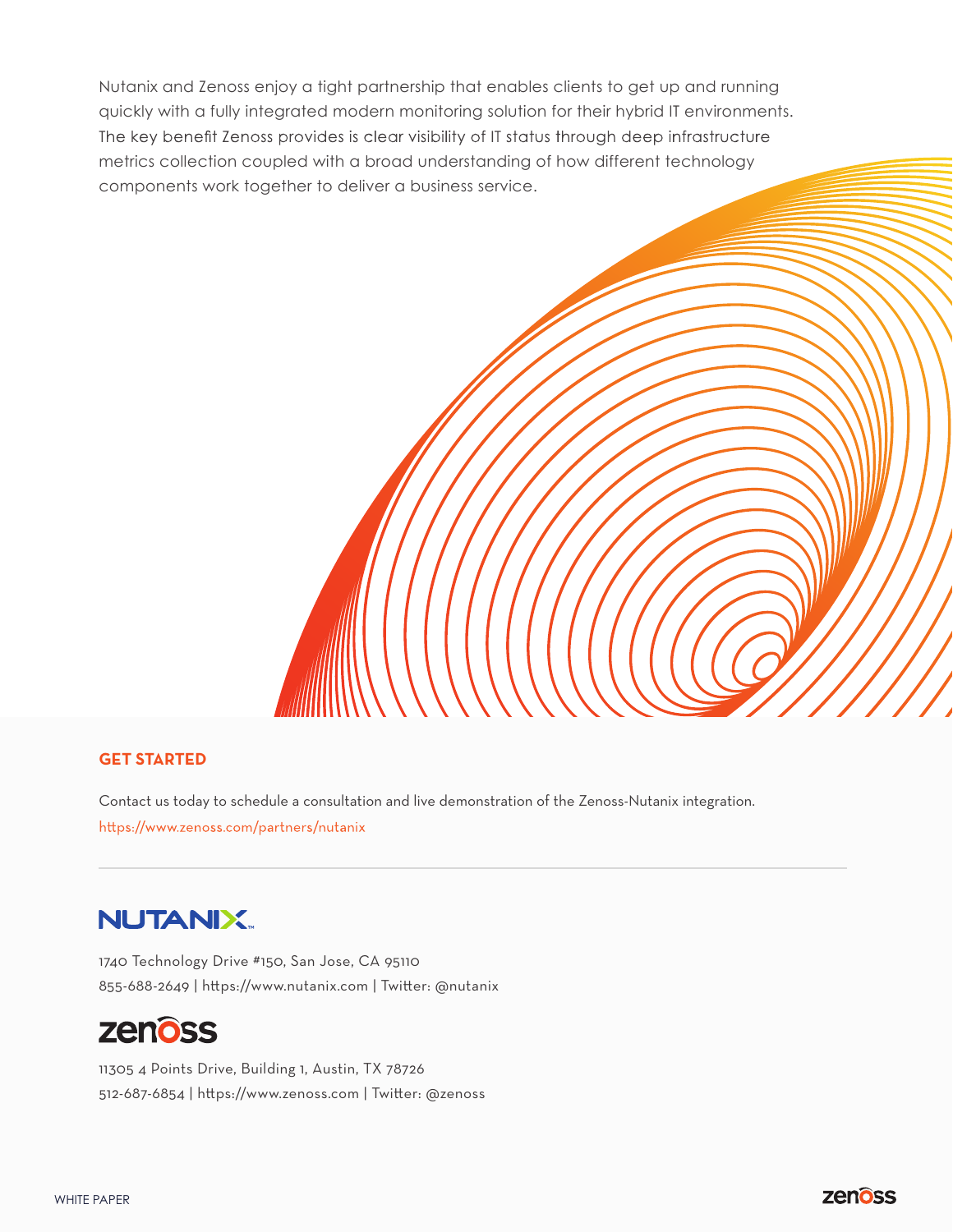Nutanix and Zenoss enjoy a tight partnership that enables clients to get up and running quickly with a fully integrated modern monitoring solution for their hybrid IT environments. The key benefit Zenoss provides is clear visibility of IT status through deep infrastructure metrics collection coupled with a broad understanding of how different technology components work together to deliver a business service.

## GET STARTED

Contact us today to schedule a consultation and live demonstration of the Zenoss-Nutanix integration.
https://www.zenoss.com/partners/nutanix

---

**NUTANIX**

1740 Technology Drive #150, San Jose, CA 95110
855-688-2649 | https://www.nutanix.com | Twitter: @nutanix

**zenoss**

11305 4 Points Drive, Building 1, Austin, TX 78726
512-687-6854 | https://www.zenoss.com | Twitter: @zenoss